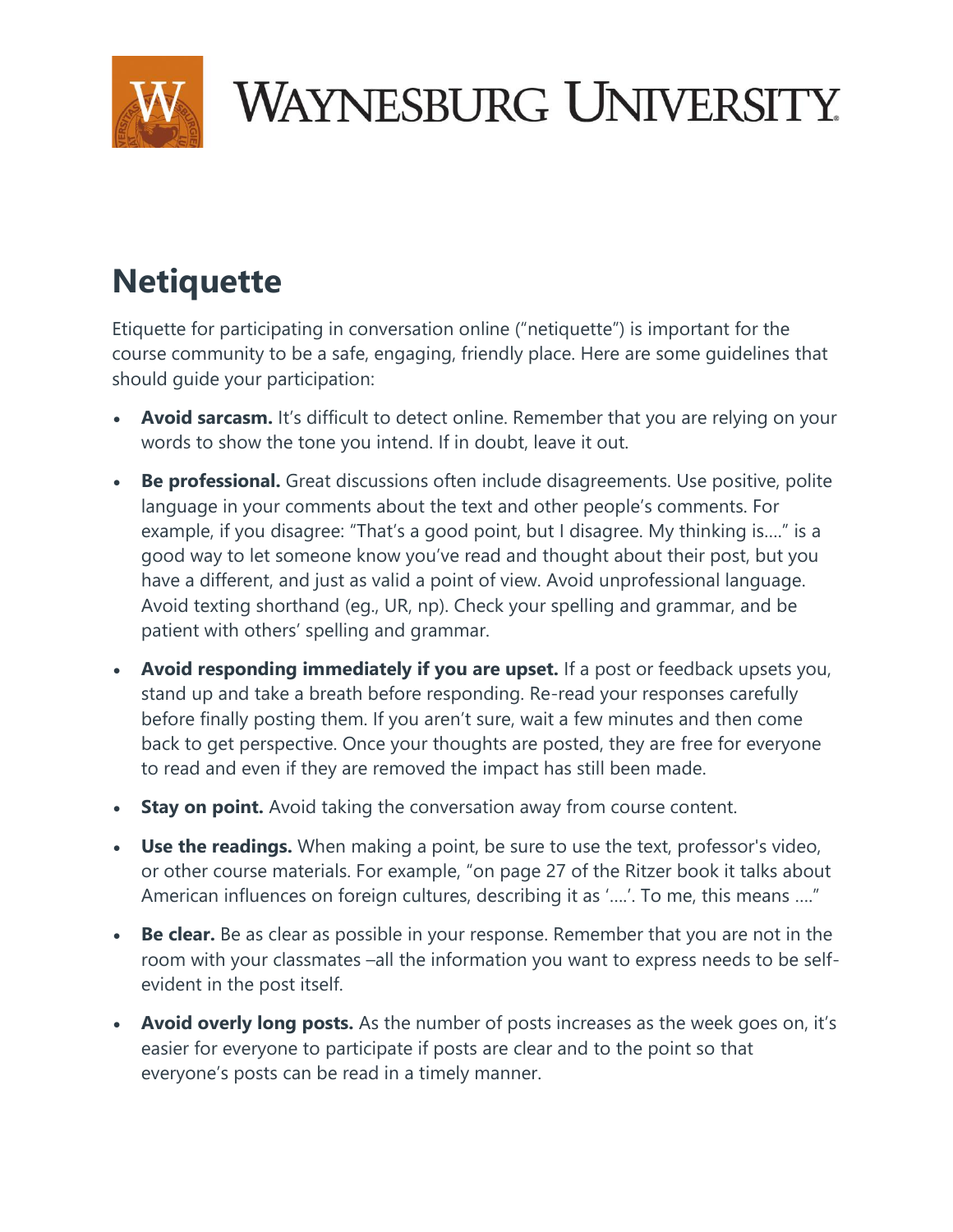WAYNESBURG UNIVERSITY

# Netiquette

Etiquette for participating in conversation online ("netiquette") is important for the course community to be a safe, engaging, friendly place. Here are some guidelines that should guide your participation:

- **Avoid sarcasm.** It's difficult to detect online. Remember that you are relying on your words to show the tone you intend. If in doubt, leave it out.
- **Be professional.** Great discussions often include disagreements. Use positive, polite language in your comments about the text and other people's comments. For example, if you disagree: "That's a good point, but I disagree. My thinking is…." is a good way to let someone know you've read and thought about their post, but you have a different, and just as valid a point of view. Avoid unprofessional language. Avoid texting shorthand (eg., UR, np). Check your spelling and grammar, and be patient with others' spelling and grammar.
- **Avoid responding immediately if you are upset.** If a post or feedback upsets you, stand up and take a breath before responding. Re-read your responses carefully before finally posting them. If you aren't sure, wait a few minutes and then come back to get perspective. Once your thoughts are posted, they are free for everyone to read and even if they are removed the impact has still been made.
- **Stay on point.** Avoid taking the conversation away from course content.
- **Use the readings.** When making a point, be sure to use the text, professor's video, or other course materials. For example, "on page 27 of the Ritzer book it talks about American influences on foreign cultures, describing it as '….'. To me, this means …."
- **Be clear.** Be as clear as possible in your response. Remember that you are not in the room with your classmates –all the information you want to express needs to be self-evident in the post itself.
- **Avoid overly long posts.** As the number of posts increases as the week goes on, it's easier for everyone to participate if posts are clear and to the point so that everyone's posts can be read in a timely manner.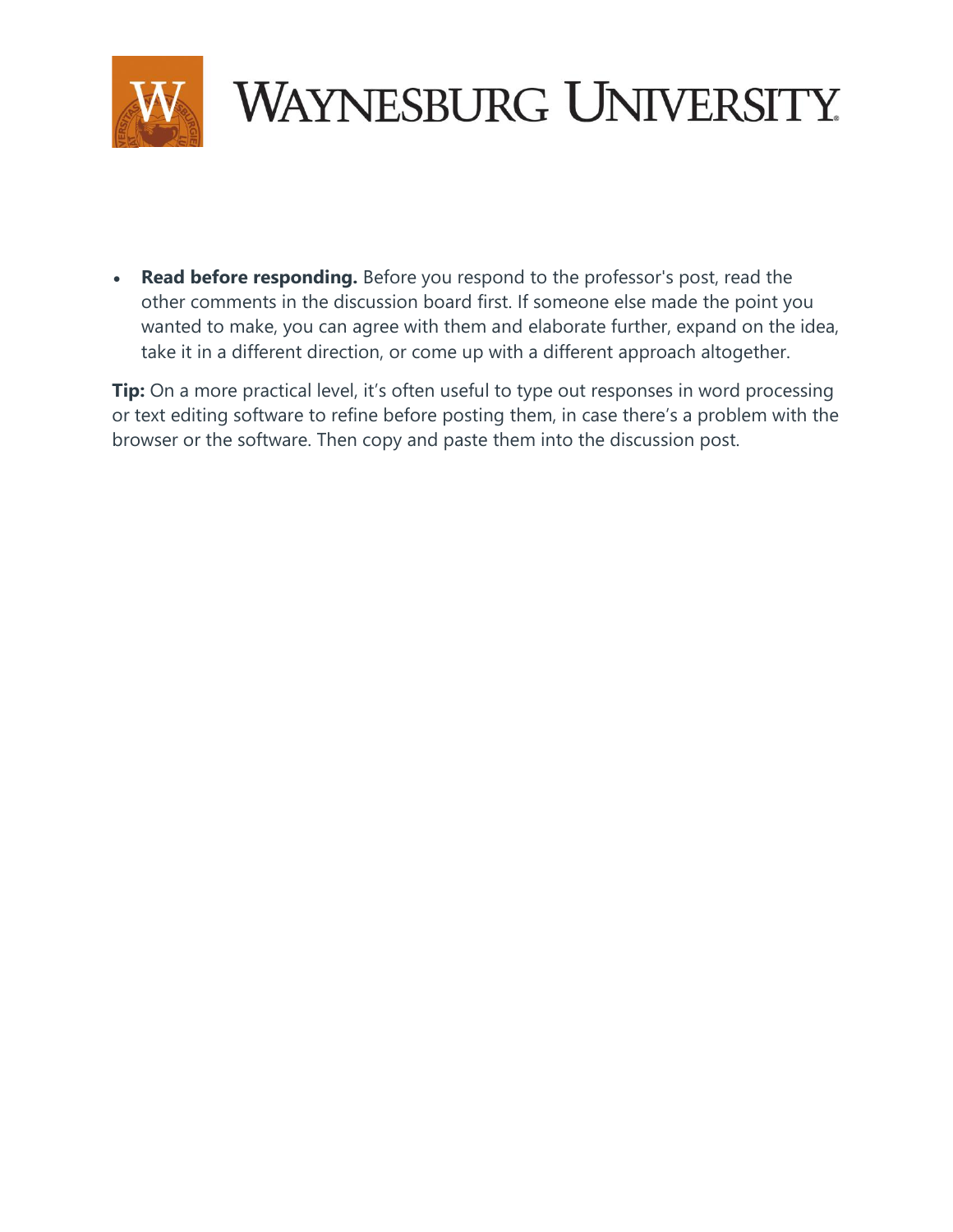- **Read before responding.** Before you respond to the professor's post, read the other comments in the discussion board first. If someone else made the point you wanted to make, you can agree with them and elaborate further, expand on the idea, take it in a different direction, or come up with a different approach altogether.

**Tip:** On a more practical level, it's often useful to type out responses in word processing or text editing software to refine before posting them, in case there's a problem with the browser or the software. Then copy and paste them into the discussion post.